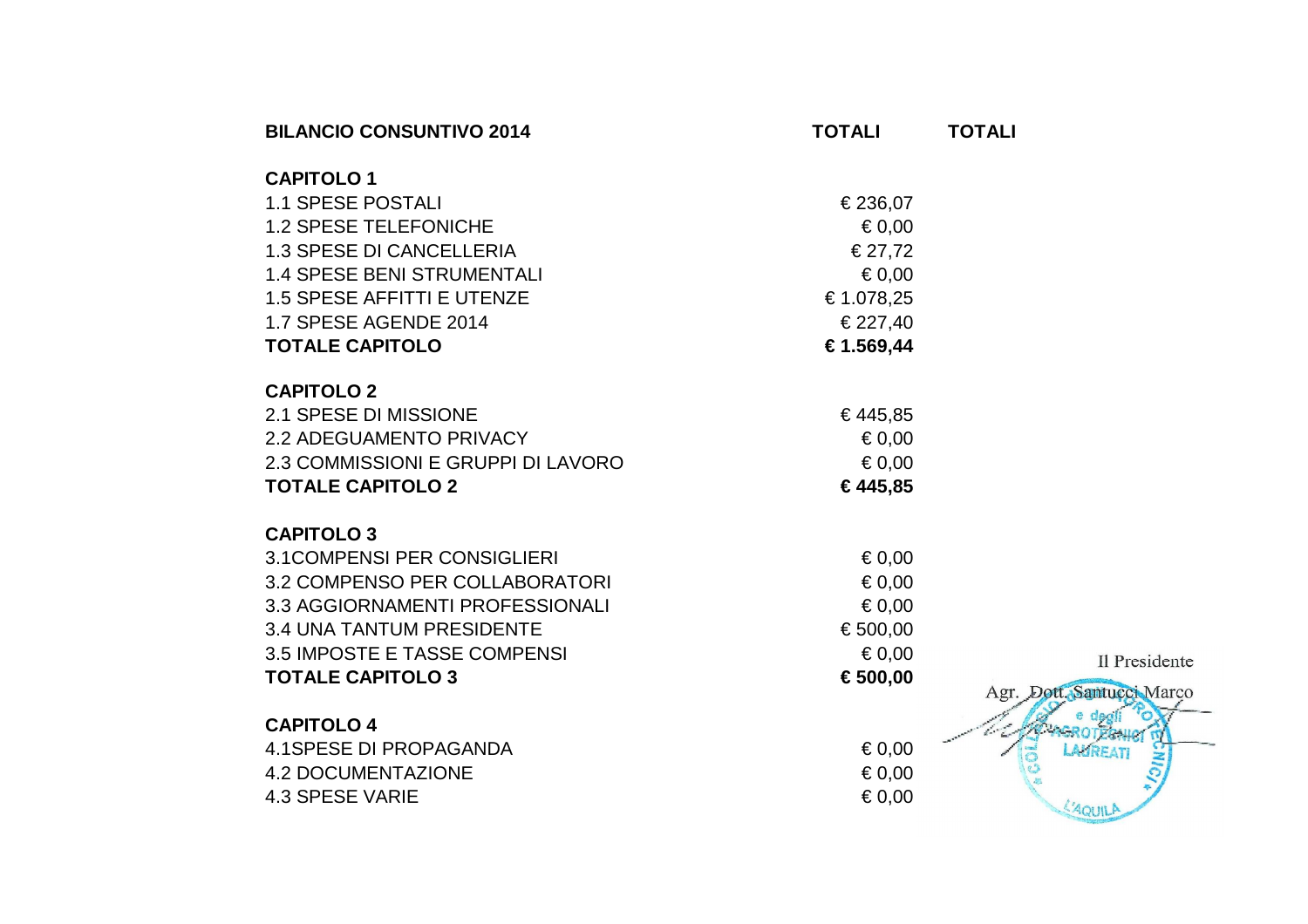| BILANCIO CONSUNTIVO 2014 | TOTALI | TOTALI |
|---|---|---|
| **CAPITOLO 1** | | |
| 1.1 SPESE POSTALI | € 236,07 | |
| 1.2 SPESE TELEFONICHE | € 0,00 | |
| 1.3 SPESE DI CANCELLERIA | € 27,72 | |
| 1.4 SPESE BENI STRUMENTALI | € 0,00 | |
| 1.5 SPESE AFFITTI E UTENZE | € 1.078,25 | |
| 1.7 SPESE AGENDE 2014 | € 227,40 | |
| **TOTALE CAPITOLO** | **€ 1.569,44** | |
| **CAPITOLO 2** | | |
| 2.1 SPESE DI MISSIONE | € 445,85 | |
| 2.2 ADEGUAMENTO PRIVACY | € 0,00 | |
| 2.3 COMMISSIONI E GRUPPI DI LAVORO | € 0,00 | |
| **TOTALE CAPITOLO 2** | **€ 445,85** | |
| **CAPITOLO 3** | | |
| 3.1COMPENSI PER CONSIGLIERI | € 0,00 | |
| 3.2 COMPENSO PER COLLABORATORI | € 0,00 | |
| 3.3 AGGIORNAMENTI PROFESSIONALI | € 0,00 | |
| 3.4 UNA TANTUM PRESIDENTE | € 500,00 | |
| 3.5 IMPOSTE E TASSE COMPENSI | € 0,00 | |
| **TOTALE CAPITOLO 3** | **€ 500,00** | |
| **CAPITOLO 4** | | |
| 4.1SPESE DI PROPAGANDA | € 0,00 | |
| 4.2 DOCUMENTAZIONE | € 0,00 | |
| 4.3 SPESE VARIE | € 0,00 | |

Il Presidente

Agr. Dott. Santucci Marco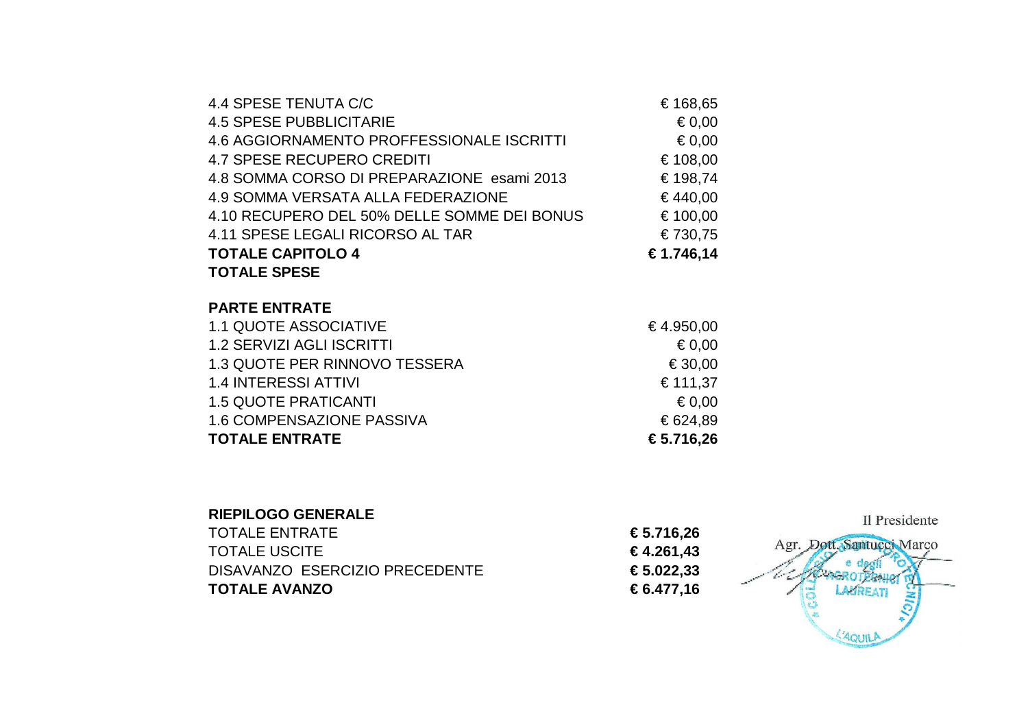| | |
|---|---|
| 4.4 SPESE TENUTA C/C | € 168,65 |
| 4.5 SPESE PUBBLICITARIE | € 0,00 |
| 4.6 AGGIORNAMENTO PROFFESSIONALE ISCRITTI | € 0,00 |
| 4.7 SPESE RECUPERO CREDITI | € 108,00 |
| 4.8 SOMMA CORSO DI PREPARAZIONE esami 2013 | € 198,74 |
| 4.9 SOMMA VERSATA ALLA FEDERAZIONE | € 440,00 |
| 4.10 RECUPERO DEL 50% DELLE SOMME DEI BONUS | € 100,00 |
| 4.11 SPESE LEGALI RICORSO AL TAR | € 730,75 |
| **TOTALE CAPITOLO 4** | **€ 1.746,14** |
| **TOTALE SPESE** | |

**PARTE ENTRATE**

| | |
|---|---|
| 1.1 QUOTE ASSOCIATIVE | € 4.950,00 |
| 1.2 SERVIZI AGLI ISCRITTI | € 0,00 |
| 1.3 QUOTE PER RINNOVO TESSERA | € 30,00 |
| 1.4 INTERESSI ATTIVI | € 111,37 |
| 1.5 QUOTE PRATICANTI | € 0,00 |
| 1.6 COMPENSAZIONE PASSIVA | € 624,89 |
| **TOTALE ENTRATE** | **€ 5.716,26** |

**RIEPILOGO GENERALE**

| | |
|---|---|
| TOTALE ENTRATE | **€ 5.716,26** |
| TOTALE USCITE | **€ 4.261,43** |
| DISAVANZO ESERCIZIO PRECEDENTE | **€ 5.022,33** |
| **TOTALE AVANZO** | **€ 6.477,16** |

Il Presidente

Agr. Dott. Santucci Marco